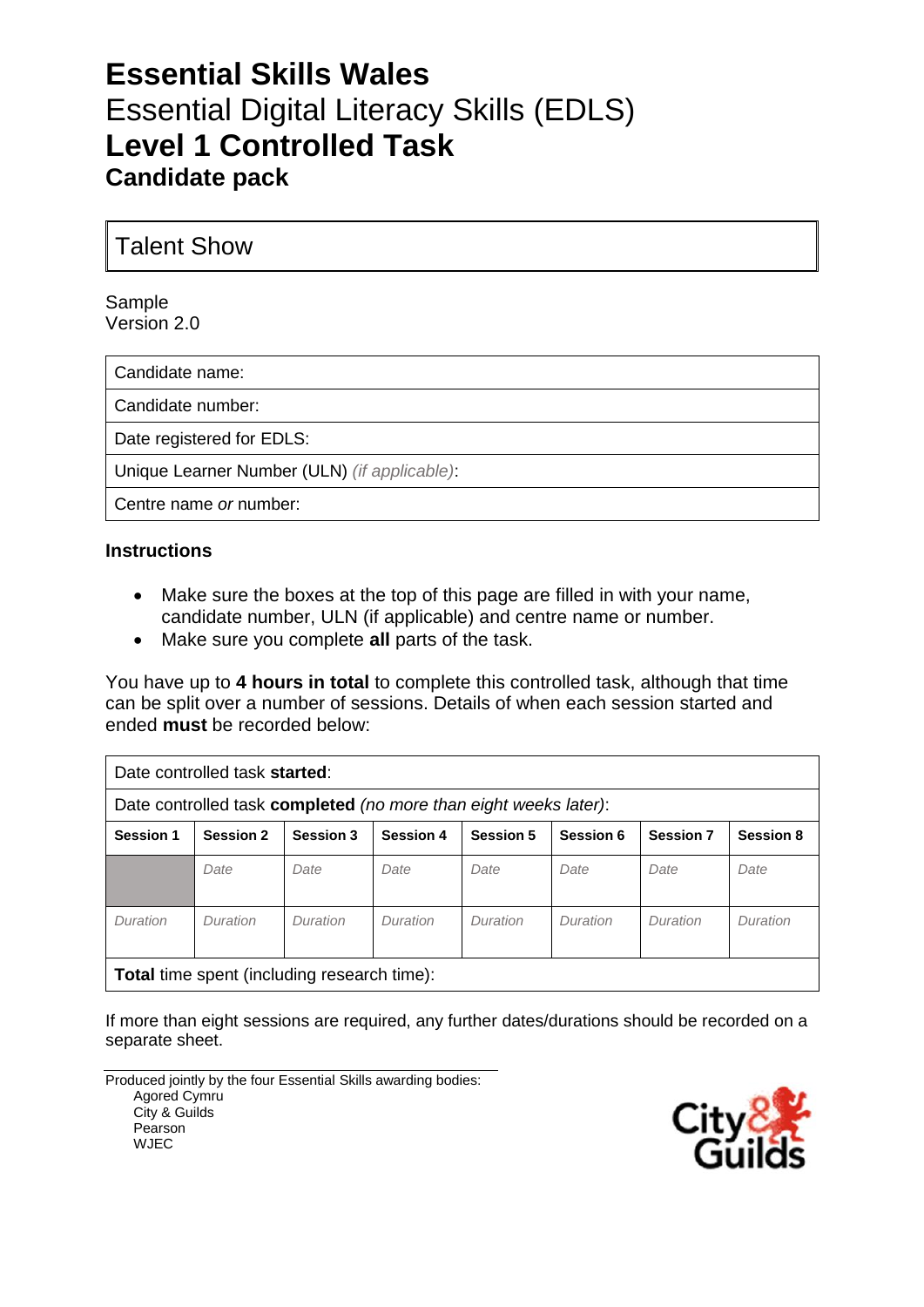# Essential Skills Wales
Essential Digital Literacy Skills (EDLS)
# Level 1 Controlled Task
## Candidate pack

| Talent Show |
|---|

Sample
Version 2.0

| Candidate name: |
|---|
| Candidate number: |
| Date registered for EDLS: |
| Unique Learner Number (ULN) *(if applicable)*: |
| Centre name *or* number: |

### Instructions

- Make sure the boxes at the top of this page are filled in with your name, candidate number, ULN (if applicable) and centre name or number.
- Make sure you complete **all** parts of the task.

You have up to **4 hours in total** to complete this controlled task, although that time can be split over a number of sessions. Details of when each session started and ended **must** be recorded below:

| Date controlled task **started**: | | | | | | | |
|---|---|---|---|---|---|---|---|
| Date controlled task **completed** *(no more than eight weeks later)*: | | | | | | | |
| **Session 1** | **Session 2** | **Session 3** | **Session 4** | **Session 5** | **Session 6** | **Session 7** | **Session 8** |
| | *Date* | *Date* | *Date* | *Date* | *Date* | *Date* | *Date* |
| *Duration* | *Duration* | *Duration* | *Duration* | *Duration* | *Duration* | *Duration* | *Duration* |
| **Total** time spent (including research time): | | | | | | | |

If more than eight sessions are required, any further dates/durations should be recorded on a separate sheet.

Produced jointly by the four Essential Skills awarding bodies:
- Agored Cymru
- City & Guilds
- Pearson
- WJEC

City & Guilds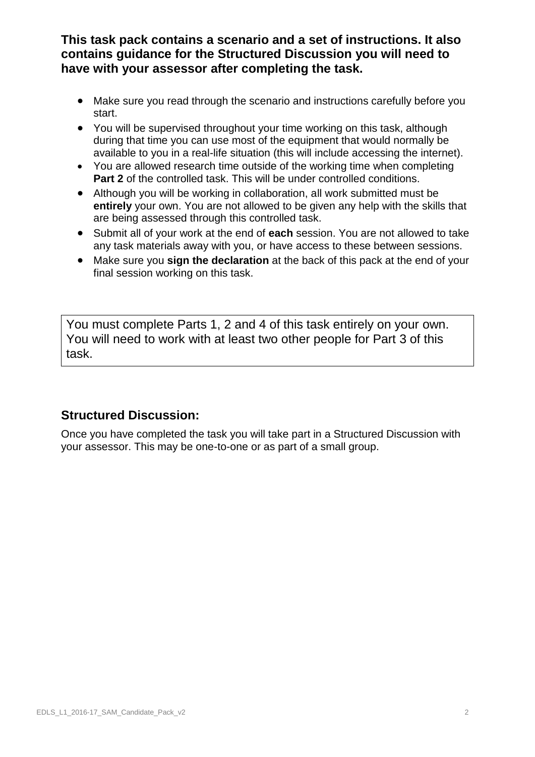**This task pack contains a scenario and a set of instructions. It also contains guidance for the Structured Discussion you will need to have with your assessor after completing the task.**

- Make sure you read through the scenario and instructions carefully before you start.
- You will be supervised throughout your time working on this task, although during that time you can use most of the equipment that would normally be available to you in a real-life situation (this will include accessing the internet).
- You are allowed research time outside of the working time when completing **Part 2** of the controlled task. This will be under controlled conditions.
- Although you will be working in collaboration, all work submitted must be **entirely** your own. You are not allowed to be given any help with the skills that are being assessed through this controlled task.
- Submit all of your work at the end of **each** session. You are not allowed to take any task materials away with you, or have access to these between sessions.
- Make sure you **sign the declaration** at the back of this pack at the end of your final session working on this task.

You must complete Parts 1, 2 and 4 of this task entirely on your own. You will need to work with at least two other people for Part 3 of this task.

## Structured Discussion:

Once you have completed the task you will take part in a Structured Discussion with your assessor. This may be one-to-one or as part of a small group.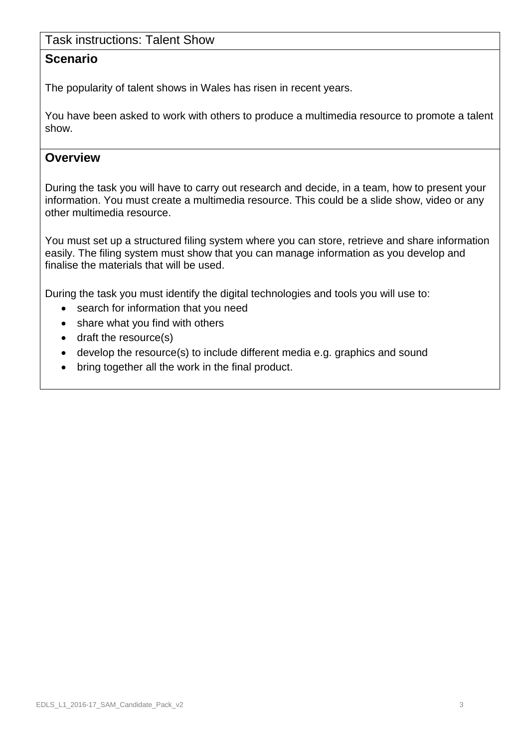Task instructions: Talent Show

## Scenario

The popularity of talent shows in Wales has risen in recent years.

You have been asked to work with others to produce a multimedia resource to promote a talent show.

## Overview

During the task you will have to carry out research and decide, in a team, how to present your information. You must create a multimedia resource. This could be a slide show, video or any other multimedia resource.

You must set up a structured filing system where you can store, retrieve and share information easily. The filing system must show that you can manage information as you develop and finalise the materials that will be used.

During the task you must identify the digital technologies and tools you will use to:

- search for information that you need
- share what you find with others
- draft the resource(s)
- develop the resource(s) to include different media e.g. graphics and sound
- bring together all the work in the final product.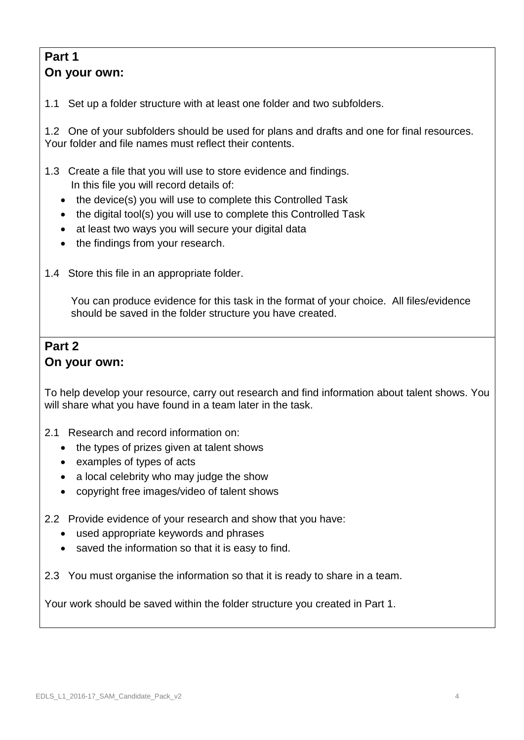## Part 1
## On your own:

1.1 Set up a folder structure with at least one folder and two subfolders.

1.2 One of your subfolders should be used for plans and drafts and one for final resources. Your folder and file names must reflect their contents.

1.3 Create a file that you will use to store evidence and findings.
In this file you will record details of:

- the device(s) you will use to complete this Controlled Task
- the digital tool(s) you will use to complete this Controlled Task
- at least two ways you will secure your digital data
- the findings from your research.

1.4 Store this file in an appropriate folder.

You can produce evidence for this task in the format of your choice. All files/evidence should be saved in the folder structure you have created.

## Part 2
## On your own:

To help develop your resource, carry out research and find information about talent shows. You will share what you have found in a team later in the task.

2.1 Research and record information on:

- the types of prizes given at talent shows
- examples of types of acts
- a local celebrity who may judge the show
- copyright free images/video of talent shows

2.2 Provide evidence of your research and show that you have:

- used appropriate keywords and phrases
- saved the information so that it is easy to find.

2.3 You must organise the information so that it is ready to share in a team.

Your work should be saved within the folder structure you created in Part 1.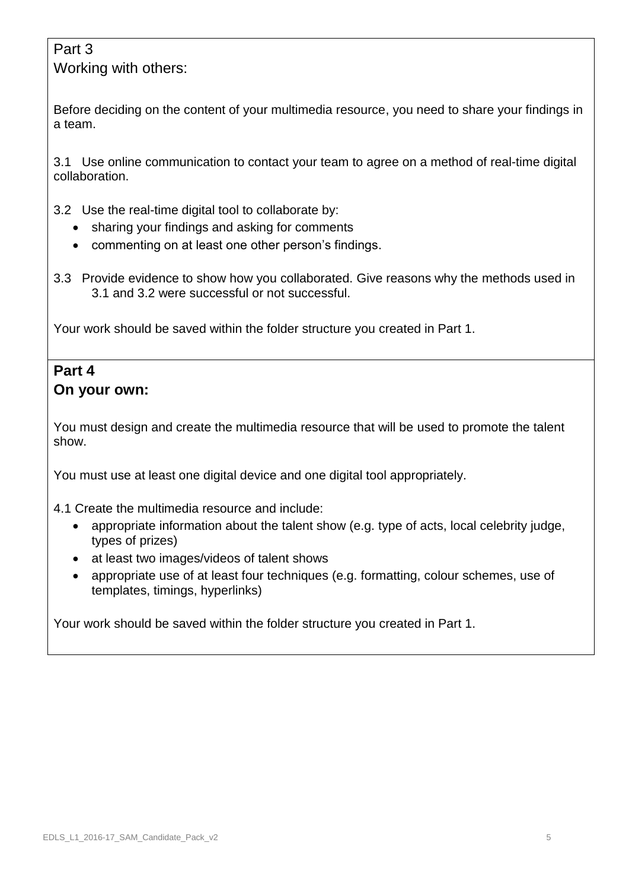## Part 3

## Working with others:

Before deciding on the content of your multimedia resource, you need to share your findings in a team.

3.1 Use online communication to contact your team to agree on a method of real-time digital collaboration.

3.2 Use the real-time digital tool to collaborate by:

- sharing your findings and asking for comments
- commenting on at least one other person's findings.

3.3 Provide evidence to show how you collaborated. Give reasons why the methods used in 3.1 and 3.2 were successful or not successful.

Your work should be saved within the folder structure you created in Part 1.

## **Part 4**

## **On your own:**

You must design and create the multimedia resource that will be used to promote the talent show.

You must use at least one digital device and one digital tool appropriately.

4.1 Create the multimedia resource and include:

- appropriate information about the talent show (e.g. type of acts, local celebrity judge, types of prizes)
- at least two images/videos of talent shows
- appropriate use of at least four techniques (e.g. formatting, colour schemes, use of templates, timings, hyperlinks)

Your work should be saved within the folder structure you created in Part 1.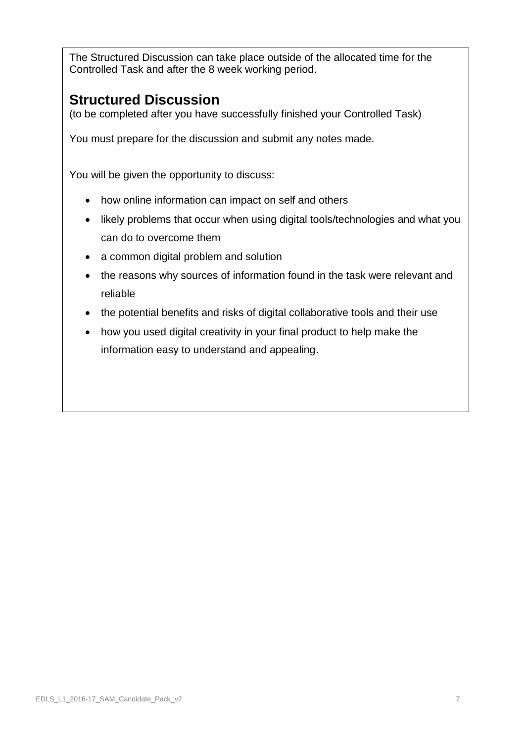The Structured Discussion can take place outside of the allocated time for the Controlled Task and after the 8 week working period.

## Structured Discussion

(to be completed after you have successfully finished your Controlled Task)

You must prepare for the discussion and submit any notes made.

You will be given the opportunity to discuss:

- how online information can impact on self and others
- likely problems that occur when using digital tools/technologies and what you can do to overcome them
- a common digital problem and solution
- the reasons why sources of information found in the task were relevant and reliable
- the potential benefits and risks of digital collaborative tools and their use
- how you used digital creativity in your final product to help make the information easy to understand and appealing.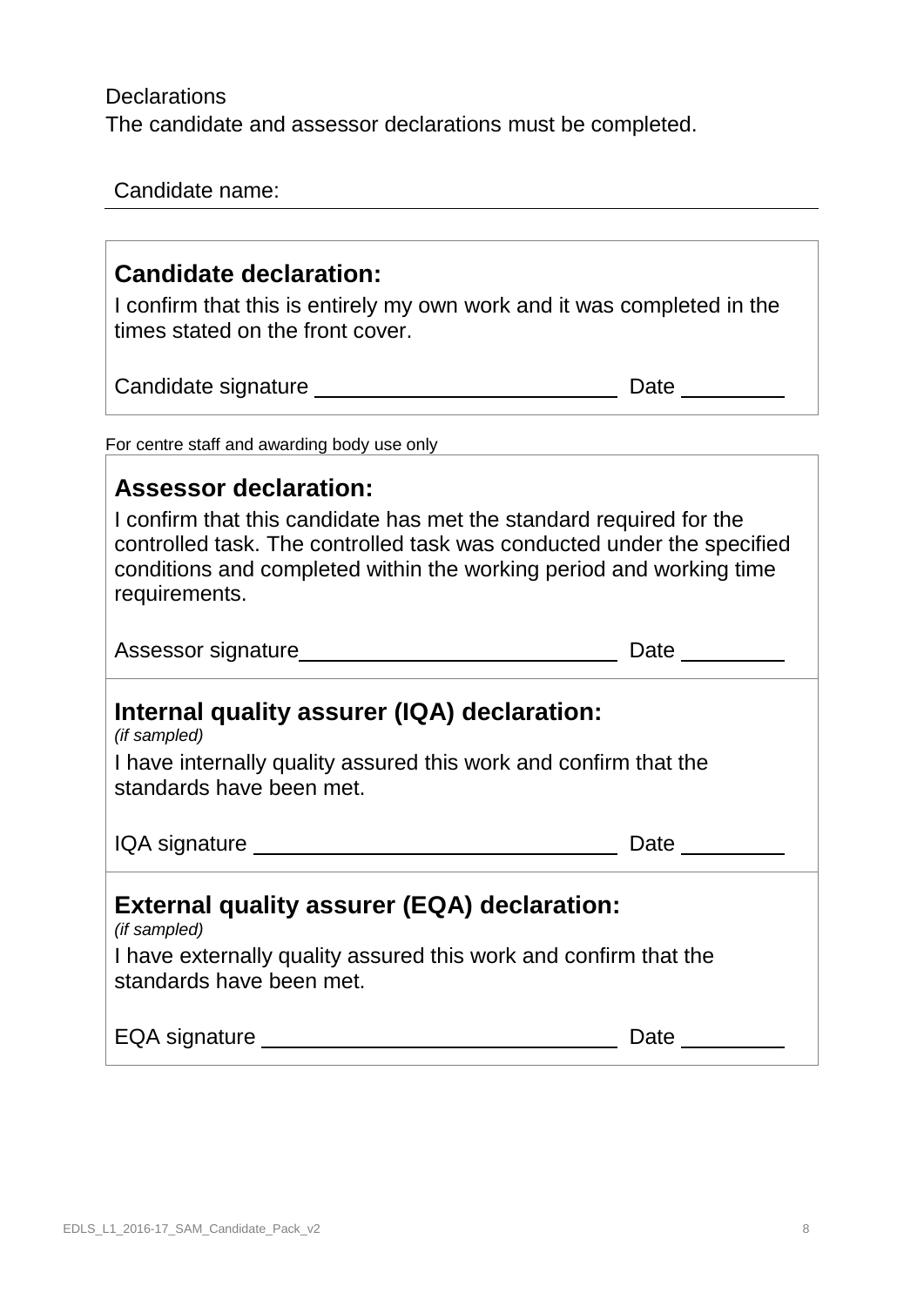Declarations

The candidate and assessor declarations must be completed.

Candidate name: \_\_\_\_\_\_\_\_\_\_\_\_\_\_\_\_\_\_\_\_\_\_\_\_\_\_\_\_\_\_

**Candidate declaration:**

I confirm that this is entirely my own work and it was completed in the times stated on the front cover.

Candidate signature \_\_\_\_\_\_\_\_\_\_\_\_\_\_\_\_\_\_\_\_ Date \_\_\_\_\_\_\_\_

For centre staff and awarding body use only

**Assessor declaration:**

I confirm that this candidate has met the standard required for the controlled task. The controlled task was conducted under the specified conditions and completed within the working period and working time requirements.

Assessor signature \_\_\_\_\_\_\_\_\_\_\_\_\_\_\_\_\_\_\_\_ Date \_\_\_\_\_\_\_\_

**Internal quality assurer (IQA) declaration:**
*(if sampled)*

I have internally quality assured this work and confirm that the standards have been met.

IQA signature \_\_\_\_\_\_\_\_\_\_\_\_\_\_\_\_\_\_\_\_ Date \_\_\_\_\_\_\_\_

**External quality assurer (EQA) declaration:**
*(if sampled)*

I have externally quality assured this work and confirm that the standards have been met.

EQA signature \_\_\_\_\_\_\_\_\_\_\_\_\_\_\_\_\_\_\_\_ Date \_\_\_\_\_\_\_\_